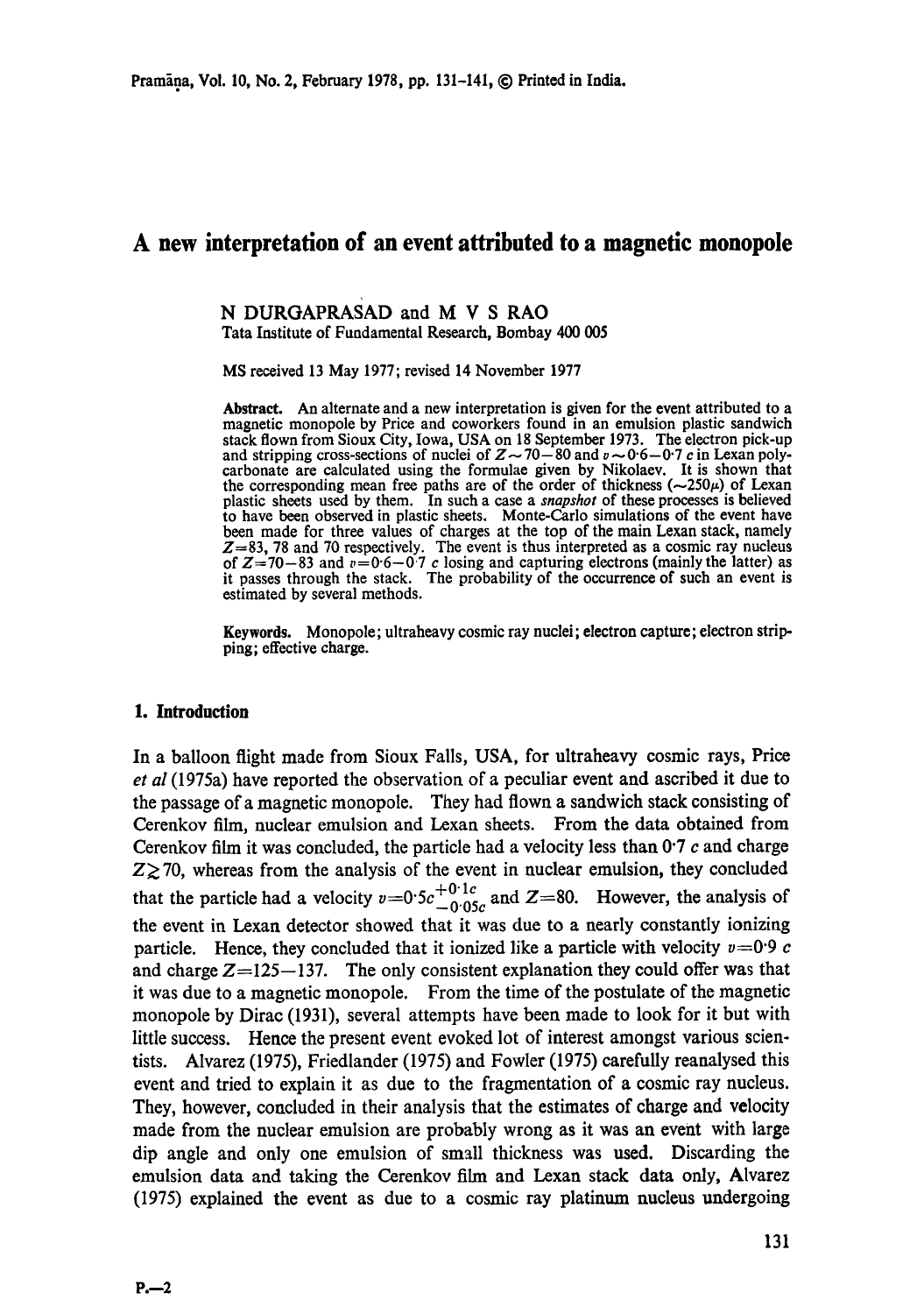# A new interpretation of an event attributed to a magnetic monopole

N DURGAPRASAD and M V S RAO
Tata Institute of Fundamental Research, Bombay 400 005

MS received 13 May 1977; revised 14 November 1977

**Abstract.** An alternate and a new interpretation is given for the event attributed to a magnetic monopole by Price and coworkers found in an emulsion plastic sandwich stack flown from Sioux City, Iowa, USA on 18 September 1973. The electron pick-up and stripping cross-sections of nuclei of $Z\sim 70-80$ and $v\sim 0{\cdot}6-0{\cdot}7\,c$ in Lexan polycarbonate are calculated using the formulae given by Nikolaev. It is shown that the corresponding mean free paths are of the order of thickness ($\sim 250\mu$) of Lexan plastic sheets used by them. In such a case a *snapshot* of these processes is believed to have been observed in plastic sheets. Monte-Carlo simulations of the event have been made for three values of charges at the top of the main Lexan stack, namely $Z=83$, 78 and 70 respectively. The event is thus interpreted as a cosmic ray nucleus of $Z=70-83$ and $v=0{\cdot}6-0{\cdot}7\,c$ losing and capturing electrons (mainly the latter) as it passes through the stack. The probability of the occurrence of such an event is estimated by several methods.

**Keywords.** Monopole; ultraheavy cosmic ray nuclei; electron capture; electron stripping; effective charge.

## 1. Introduction

In a balloon flight made from Sioux Falls, USA, for ultraheavy cosmic rays, Price *et al* (1975a) have reported the observation of a peculiar event and ascribed it due to the passage of a magnetic monopole. They had flown a sandwich stack consisting of Cerenkov film, nuclear emulsion and Lexan sheets. From the data obtained from Cerenkov film it was concluded, the particle had a velocity less than $0{\cdot}7\,c$ and charge $Z\gtrsim 70$, whereas from the analysis of the event in nuclear emulsion, they concluded that the particle had a velocity $v=0{\cdot}5c^{+0{\cdot}1c}_{-0{\cdot}05c}$ and $Z=80$. However, the analysis of the event in Lexan detector showed that it was due to a nearly constantly ionizing particle. Hence, they concluded that it ionized like a particle with velocity $v=0{\cdot}9\,c$ and charge $Z=125-137$. The only consistent explanation they could offer was that it was due to a magnetic monopole. From the time of the postulate of the magnetic monopole by Dirac (1931), several attempts have been made to look for it but with little success. Hence the present event evoked lot of interest amongst various scientists. Alvarez (1975), Friedlander (1975) and Fowler (1975) carefully reanalysed this event and tried to explain it as due to the fragmentation of a cosmic ray nucleus. They, however, concluded in their analysis that the estimates of charge and velocity made from the nuclear emulsion are probably wrong as it was an event with large dip angle and only one emulsion of small thickness was used. Discarding the emulsion data and taking the Cerenkov film and Lexan stack data only, Alvarez (1975) explained the event as due to a cosmic ray platinum nucleus undergoing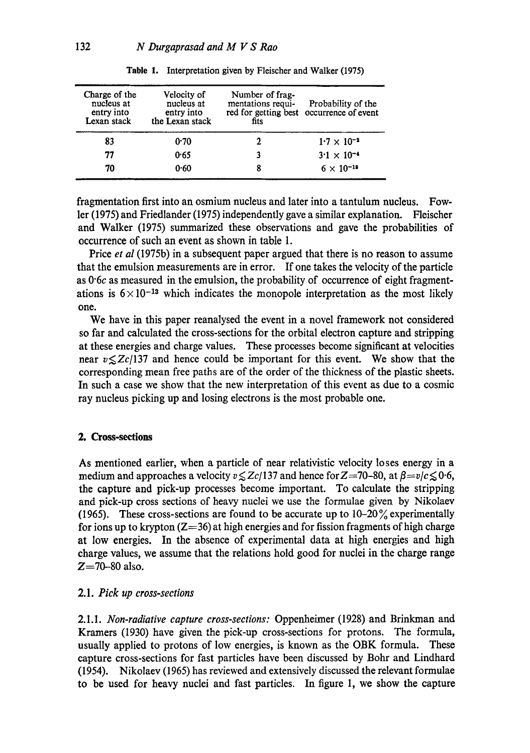**Table 1.** Interpretation given by Fleischer and Walker (1975)

| Charge of the nucleus at entry into Lexan stack | Velocity of nucleus at entry into the Lexan stack | Number of fragmentations required for getting best fits | Probability of the occurrence of event |
|---|---|---|---|
| 83 | 0·70 | 2 | $1·7 \times 10^{-2}$ |
| 77 | 0·65 | 3 | $3·1 \times 10^{-4}$ |
| 70 | 0·60 | 8 | $6 \times 10^{-13}$ |

fragmentation first into an osmium nucleus and later into a tantulum nucleus. Fowler (1975) and Friedlander (1975) independently gave a similar explanation. Fleischer and Walker (1975) summarized these observations and gave the probabilities of occurrence of such an event as shown in table 1.

Price *et al* (1975b) in a subsequent paper argued that there is no reason to assume that the emulsion measurements are in error. If one takes the velocity of the particle as $0·6c$ as measured in the emulsion, the probability of occurrence of eight fragmentations is $6 \times 10^{-13}$ which indicates the monopole interpretation as the most likely one.

We have in this paper reanalysed the event in a novel framework not considered so far and calculated the cross-sections for the orbital electron capture and stripping at these energies and charge values. These processes become significant at velocities near $v \lesssim Zc/137$ and hence could be important for this event. We show that the corresponding mean free paths are of the order of the thickness of the plastic sheets. In such a case we show that the new interpretation of this event as due to a cosmic ray nucleus picking up and losing electrons is the most probable one.

## 2. Cross-sections

As mentioned earlier, when a particle of near relativistic velocity loses energy in a medium and approaches a velocity $v \lesssim Zc/137$ and hence for $Z=70$–$80$, at $\beta=v/c \lesssim 0·6$, the capture and pick-up processes become important. To calculate the stripping and pick-up cross sections of heavy nuclei we use the formulae given by Nikolaev (1965). These cross-sections are found to be accurate up to 10–20% experimentally for ions up to krypton ($Z=36$) at high energies and for fission fragments of high charge at low energies. In the absence of experimental data at high energies and high charge values, we assume that the relations hold good for nuclei in the charge range $Z=70$–$80$ also.

### 2.1. *Pick up cross-sections*

2.1.1. *Non-radiative capture cross-sections:* Oppenheimer (1928) and Brinkman and Kramers (1930) have given the pick-up cross-sections for protons. The formula, usually applied to protons of low energies, is known as the OBK formula. These capture cross-sections for fast particles have been discussed by Bohr and Lindhard (1954). Nikolaev (1965) has reviewed and extensively discussed the relevant formulae to be used for heavy nuclei and fast particles. In figure 1, we show the capture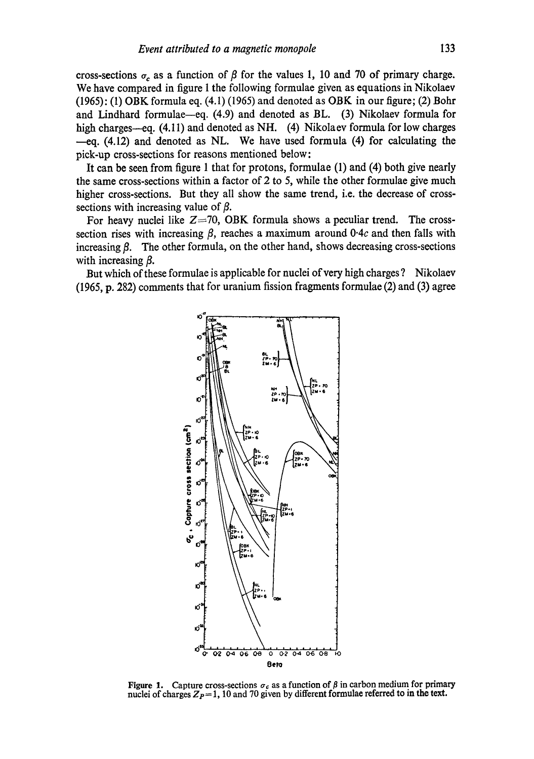cross-sections $\sigma_c$ as a function of $\beta$ for the values 1, 10 and 70 of primary charge. We have compared in figure 1 the following formulae given as equations in Nikolaev (1965): (1) OBK formula eq. (4.1) (1965) and denoted as OBK in our figure; (2) Bohr and Lindhard formulae—eq. (4.9) and denoted as BL. (3) Nikolaev formula for high charges—eq. (4.11) and denoted as NH. (4) Nikolaev formula for low charges —eq. (4.12) and denoted as NL. We have used formula (4) for calculating the pick-up cross-sections for reasons mentioned below:

It can be seen from figure 1 that for protons, formulae (1) and (4) both give nearly the same cross-sections within a factor of 2 to 5, while the other formulae give much higher cross-sections. But they all show the same trend, i.e. the decrease of cross-sections with increasing value of $\beta$.

For heavy nuclei like $Z=70$, OBK formula shows a peculiar trend. The cross-section rises with increasing $\beta$, reaches a maximum around $0{\cdot}4c$ and then falls with increasing $\beta$. The other formula, on the other hand, shows decreasing cross-sections with increasing $\beta$.

But which of these formulae is applicable for nuclei of very high charges? Nikolaev (1965, p. 282) comments that for uranium fission fragments formulae (2) and (3) agree

**Figure 1.** Capture cross-sections $\sigma_c$ as a function of $\beta$ in carbon medium for primary nuclei of charges $Z_P = 1$, 10 and 70 given by different formulae referred to in the text.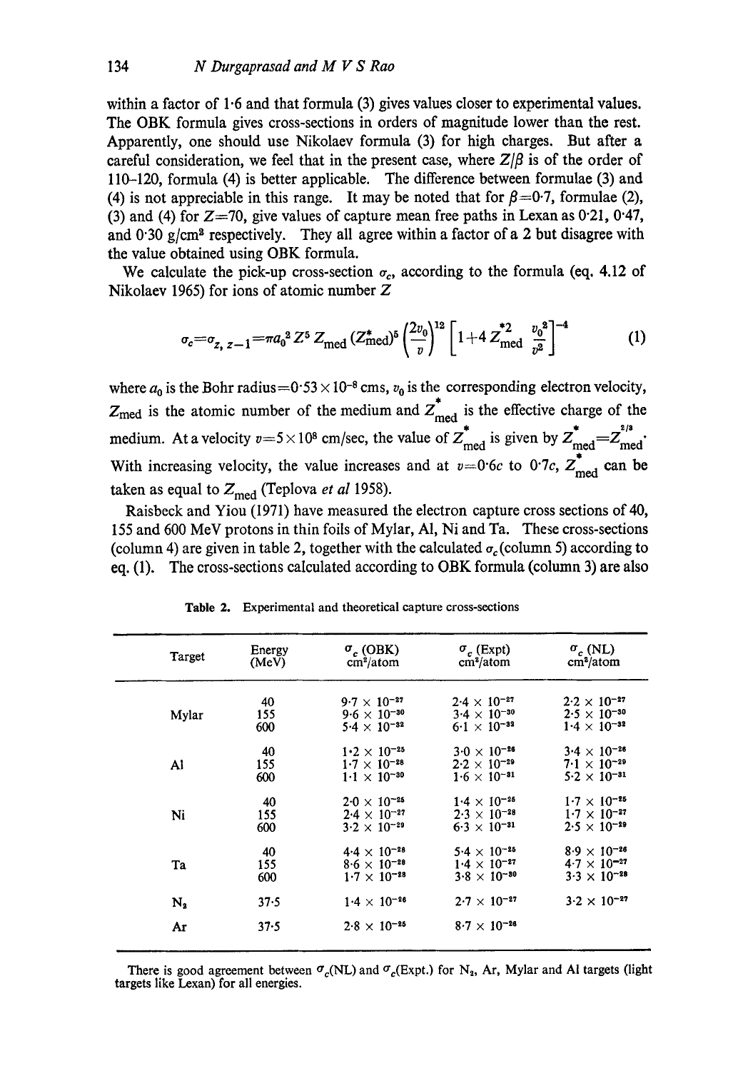within a factor of 1·6 and that formula (3) gives values closer to experimental values. The OBK formula gives cross-sections in orders of magnitude lower than the rest. Apparently, one should use Nikolaev formula (3) for high charges. But after a careful consideration, we feel that in the present case, where $Z/\beta$ is of the order of 110–120, formula (4) is better applicable. The difference between formulae (3) and (4) is not appreciable in this range. It may be noted that for $\beta=0{\cdot}7$, formulae (2), (3) and (4) for $Z=70$, give values of capture mean free paths in Lexan as 0·21, 0·47, and 0·30 g/cm² respectively. They all agree within a factor of a 2 but disagree with the value obtained using OBK formula.

We calculate the pick-up cross-section $\sigma_c$, according to the formula (eq. 4.12 of Nikolaev 1965) for ions of atomic number $Z$

$$\sigma_c=\sigma_{z,\,z-1}=\pi a_0^2\, Z^5\, Z_{\text{med}}\, (Z^*_{\text{med}})^5 \left(\frac{2v_0}{v}\right)^{12} \left[1+4\, Z^{*2}_{\text{med}}\, \frac{v_0^2}{v^2}\right]^{-4} \tag{1}$$

where $a_0$ is the Bohr radius$=0{\cdot}53\times10^{-8}$ cms, $v_0$ is the corresponding electron velocity, $Z_{\text{med}}$ is the atomic number of the medium and $Z^*_{\text{med}}$ is the effective charge of the medium. At a velocity $v=5\times10^8$ cm/sec, the value of $Z^*_{\text{med}}$ is given by $Z^*_{\text{med}}=Z^{2/3}_{\text{med}}$. With increasing velocity, the value increases and at $v=0{\cdot}6c$ to $0{\cdot}7c$, $Z^*_{\text{med}}$ can be taken as equal to $Z_{\text{med}}$ (Teplova *et al* 1958).

Raisbeck and Yiou (1971) have measured the electron capture cross sections of 40, 155 and 600 MeV protons in thin foils of Mylar, Al, Ni and Ta. These cross-sections (column 4) are given in table 2, together with the calculated $\sigma_c$ (column 5) according to eq. (1). The cross-sections calculated according to OBK formula (column 3) are also

**Table 2.** Experimental and theoretical capture cross-sections

| Target | Energy (MeV) | $\sigma_c$ (OBK) cm²/atom | $\sigma_c$ (Expt) cm²/atom | $\sigma_c$ (NL) cm²/atom |
|---|---|---|---|---|
| Mylar | 40 | $9{\cdot}7\times10^{-27}$ | $2{\cdot}4\times10^{-27}$ | $2{\cdot}2\times10^{-27}$ |
| | 155 | $9{\cdot}6\times10^{-30}$ | $3{\cdot}4\times10^{-30}$ | $2{\cdot}5\times10^{-30}$ |
| | 600 | $5{\cdot}4\times10^{-32}$ | $6{\cdot}1\times10^{-32}$ | $1{\cdot}4\times10^{-32}$ |
| Al | 40 | $1{\cdot}2\times10^{-25}$ | $3{\cdot}0\times10^{-26}$ | $3{\cdot}4\times10^{-26}$ |
| | 155 | $1{\cdot}7\times10^{-28}$ | $2{\cdot}2\times10^{-29}$ | $7{\cdot}1\times10^{-29}$ |
| | 600 | $1{\cdot}1\times10^{-30}$ | $1{\cdot}6\times10^{-31}$ | $5{\cdot}2\times10^{-31}$ |
| Ni | 40 | $2{\cdot}0\times10^{-25}$ | $1{\cdot}4\times10^{-25}$ | $1{\cdot}7\times10^{-25}$ |
| | 155 | $2{\cdot}4\times10^{-27}$ | $2{\cdot}3\times10^{-28}$ | $1{\cdot}7\times10^{-27}$ |
| | 600 | $3{\cdot}2\times10^{-29}$ | $6{\cdot}3\times10^{-31}$ | $2{\cdot}5\times10^{-29}$ |
| Ta | 40 | $4{\cdot}4\times10^{-26}$ | $5{\cdot}4\times10^{-25}$ | $8{\cdot}9\times10^{-26}$ |
| | 155 | $8{\cdot}6\times10^{-28}$ | $1{\cdot}4\times10^{-27}$ | $4{\cdot}7\times10^{-27}$ |
| | 600 | $1{\cdot}7\times10^{-28}$ | $3{\cdot}8\times10^{-30}$ | $3{\cdot}3\times10^{-28}$ |
| $N_2$ | 37·5 | $1{\cdot}4\times10^{-26}$ | $2{\cdot}7\times10^{-27}$ | $3{\cdot}2\times10^{-27}$ |
| Ar | 37·5 | $2{\cdot}8\times10^{-25}$ | $8{\cdot}7\times10^{-26}$ | |

There is good agreement between $\sigma_c$(NL) and $\sigma_c$(Expt.) for $N_2$, Ar, Mylar and Al targets (light targets like Lexan) for all energies.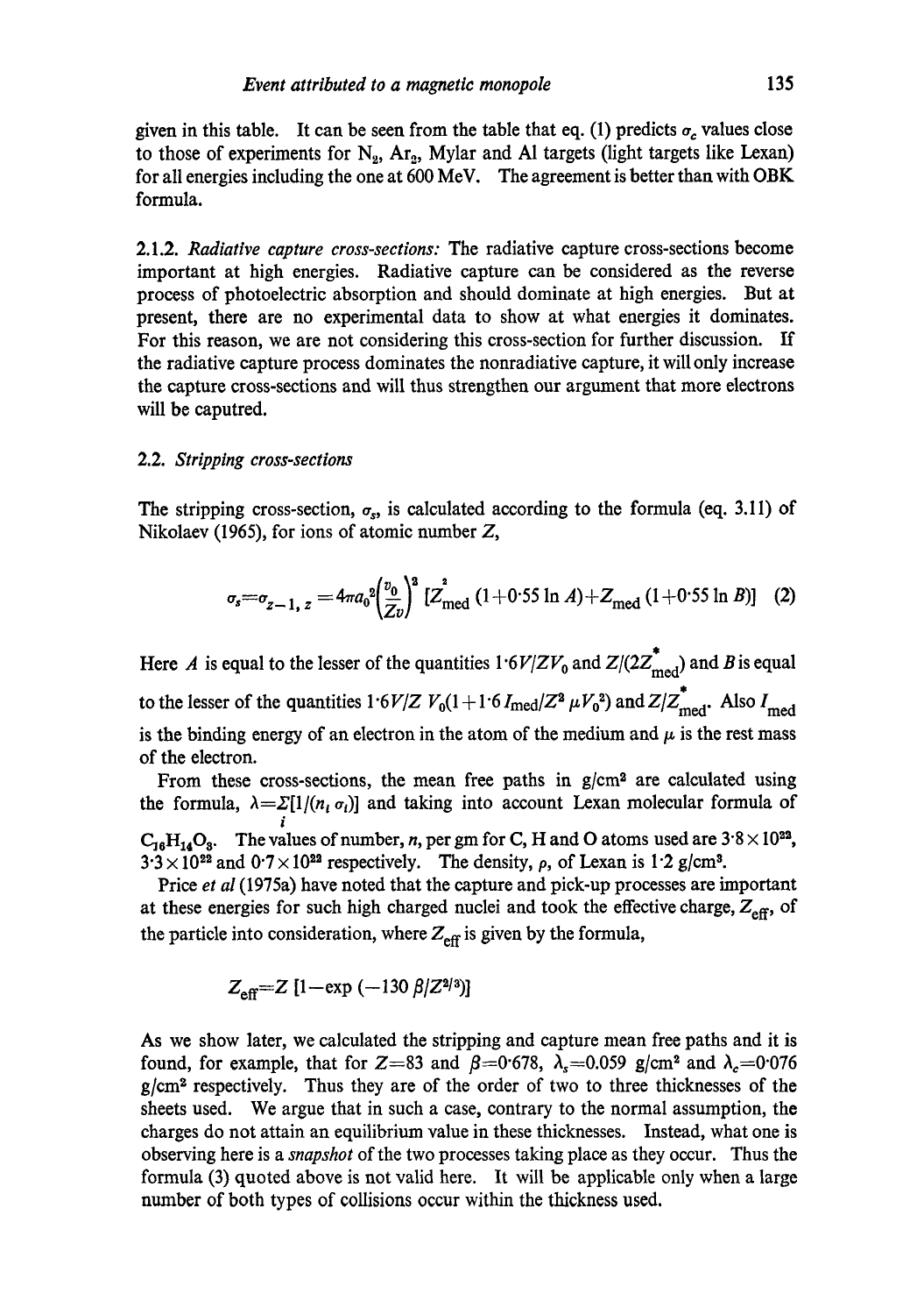given in this table. It can be seen from the table that eq. (1) predicts $\sigma_c$ values close to those of experiments for $N_2$, $Ar_2$, Mylar and Al targets (light targets like Lexan) for all energies including the one at 600 MeV. The agreement is better than with OBK formula.

### 2.1.2. *Radiative capture cross-sections:*

The radiative capture cross-sections become important at high energies. Radiative capture can be considered as the reverse process of photoelectric absorption and should dominate at high energies. But at present, there are no experimental data to show at what energies it dominates. For this reason, we are not considering this cross-section for further discussion. If the radiative capture process dominates the nonradiative capture, it will only increase the capture cross-sections and will thus strengthen our argument that more electrons will be caputred.

## 2.2. *Stripping cross-sections*

The stripping cross-section, $\sigma_s$, is calculated according to the formula (eq. 3.11) of Nikolaev (1965), for ions of atomic number $Z$,

$$\sigma_s = \sigma_{z-1,\,z} = 4\pi a_0^2 \left(\frac{v_0}{Zv}\right)^2 [Z_{\text{med}}^2 (1 + 0{\cdot}55 \ln A) + Z_{\text{med}} (1 + 0{\cdot}55 \ln B)] \quad (2)$$

Here $A$ is equal to the lesser of the quantities $1{\cdot}6V/ZV_0$ and $Z/(2Z^*_{\text{med}})$ and $B$ is equal to the lesser of the quantities $1{\cdot}6V/Z\ V_0(1 + 1{\cdot}6\, I_{\text{med}}/Z^2\, \mu V_0^2)$ and $Z/Z^*_{\text{med}}$. Also $I_{\text{med}}$ is the binding energy of an electron in the atom of the medium and $\mu$ is the rest mass of the electron.

From these cross-sections, the mean free paths in g/cm$^2$ are calculated using the formula, $\lambda = \sum_i [1/(n_i\, \sigma_i)]$ and taking into account Lexan molecular formula of $C_{16}H_{14}O_3$. The values of number, $n$, per gm for C, H and O atoms used are $3{\cdot}8 \times 10^{22}$, $3{\cdot}3 \times 10^{22}$ and $0{\cdot}7 \times 10^{22}$ respectively. The density, $\rho$, of Lexan is $1{\cdot}2$ g/cm$^3$.

Price *et al* (1975a) have noted that the capture and pick-up processes are important at these energies for such high charged nuclei and took the effective charge, $Z_{\text{eff}}$, of the particle into consideration, where $Z_{\text{eff}}$ is given by the formula,

$$Z_{\text{eff}} = Z\,[1 - \exp(-130\, \beta/Z^{2/3})]$$

As we show later, we calculated the stripping and capture mean free paths and it is found, for example, that for $Z = 83$ and $\beta = 0{\cdot}678$, $\lambda_s = 0.059$ g/cm$^2$ and $\lambda_c = 0{\cdot}076$ g/cm$^2$ respectively. Thus they are of the order of two to three thicknesses of the sheets used. We argue that in such a case, contrary to the normal assumption, the charges do not attain an equilibrium value in these thicknesses. Instead, what one is observing here is a *snapshot* of the two processes taking place as they occur. Thus the formula (3) quoted above is not valid here. It will be applicable only when a large number of both types of collisions occur within the thickness used.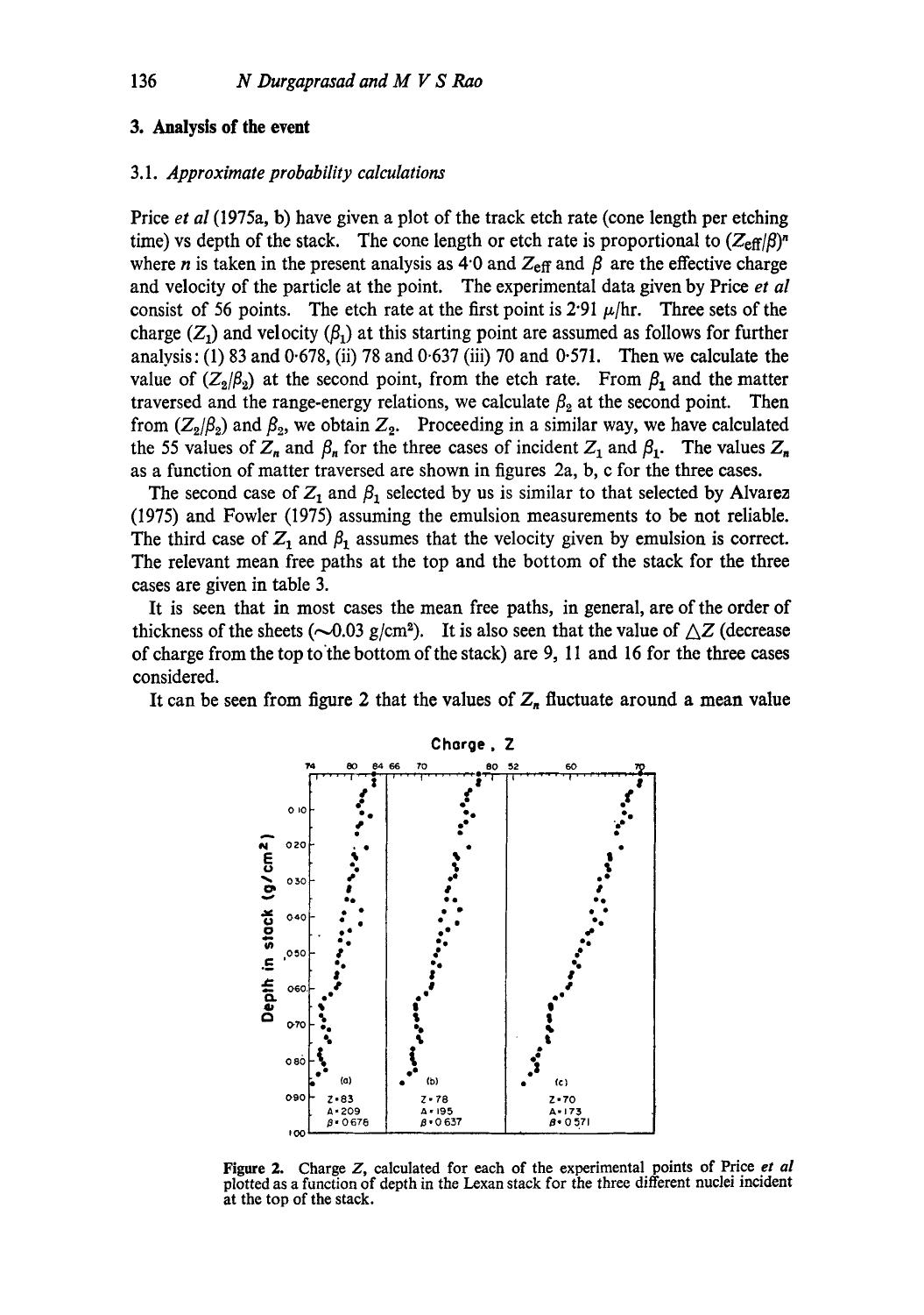## 3. Analysis of the event

### 3.1. *Approximate probability calculations*

Price *et al* (1975a, b) have given a plot of the track etch rate (cone length per etching time) vs depth of the stack. The cone length or etch rate is proportional to $(Z_{eff}/\beta)^n$ where $n$ is taken in the present analysis as 4·0 and $Z_{eff}$ and $\beta$ are the effective charge and velocity of the particle at the point. The experimental data given by Price *et al* consist of 56 points. The etch rate at the first point is 2·91 $\mu$/hr. Three sets of the charge ($Z_1$) and velocity ($\beta_1$) at this starting point are assumed as follows for further analysis: (1) 83 and 0·678, (ii) 78 and 0·637 (iii) 70 and 0·571. Then we calculate the value of $(Z_2/\beta_2)$ at the second point, from the etch rate. From $\beta_1$ and the matter traversed and the range-energy relations, we calculate $\beta_2$ at the second point. Then from $(Z_2/\beta_2)$ and $\beta_2$, we obtain $Z_2$. Proceeding in a similar way, we have calculated the 55 values of $Z_n$ and $\beta_n$ for the three cases of incident $Z_1$ and $\beta_1$. The values $Z_n$ as a function of matter traversed are shown in figures 2a, b, c for the three cases.

The second case of $Z_1$ and $\beta_1$ selected by us is similar to that selected by Alvarez (1975) and Fowler (1975) assuming the emulsion measurements to be not reliable. The third case of $Z_1$ and $\beta_1$ assumes that the velocity given by emulsion is correct. The relevant mean free paths at the top and the bottom of the stack for the three cases are given in table 3.

It is seen that in most cases the mean free paths, in general, are of the order of thickness of the sheets (~0.03 g/cm²). It is also seen that the value of $\triangle Z$ (decrease of charge from the top to the bottom of the stack) are 9, 11 and 16 for the three cases considered.

It can be seen from figure 2 that the values of $Z_n$ fluctuate around a mean value

**Figure 2.** Charge $Z$, calculated for each of the experimental points of Price *et al* plotted as a function of depth in the Lexan stack for the three different nuclei incident at the top of the stack.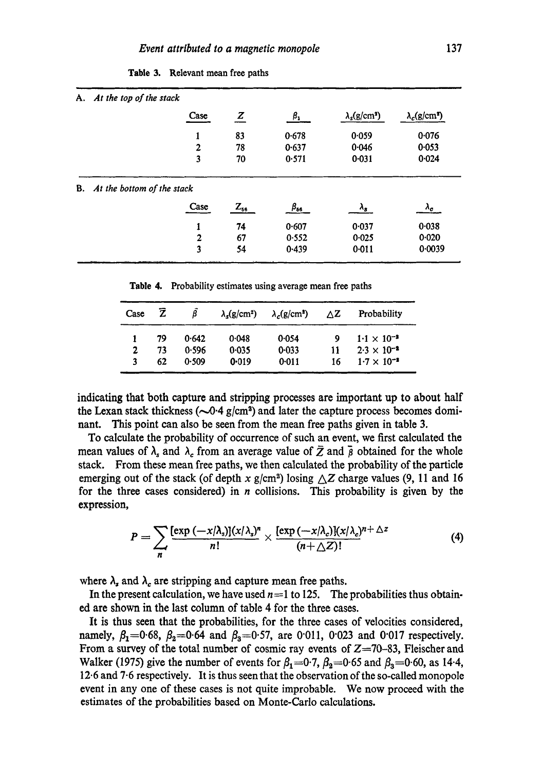Table 3. Relevant mean free paths

A. *At the top of the stack*

| Case | $Z$ | $\beta_1$ | $\lambda_s$(g/cm²) | $\lambda_c$(g/cm²) |
|---|---|---|---|---|
| 1 | 83 | 0·678 | 0·059 | 0·076 |
| 2 | 78 | 0·637 | 0·046 | 0·053 |
| 3 | 70 | 0·571 | 0·031 | 0·024 |

B. *At the bottom of the stack*

| Case | $Z_{56}$ | $\beta_{56}$ | $\lambda_s$ | $\lambda_c$ |
|---|---|---|---|---|
| 1 | 74 | 0·607 | 0·037 | 0·038 |
| 2 | 67 | 0·552 | 0·025 | 0·020 |
| 3 | 54 | 0·439 | 0·011 | 0·0039 |

Table 4. Probability estimates using average mean free paths

| Case | $\bar{Z}$ | $\bar{\beta}$ | $\lambda_s$(g/cm²) | $\lambda_c$(g/cm²) | $\Delta Z$ | Probability |
|---|---|---|---|---|---|---|
| 1 | 79 | 0·642 | 0·048 | 0·054 | 9 | $1{\cdot}1 \times 10^{-2}$ |
| 2 | 73 | 0·596 | 0·035 | 0·033 | 11 | $2{\cdot}3 \times 10^{-2}$ |
| 3 | 62 | 0·509 | 0·019 | 0·011 | 16 | $1{\cdot}7 \times 10^{-2}$ |

indicating that both capture and stripping processes are important up to about half the Lexan stack thickness ($\sim$0·4 g/cm²) and later the capture process becomes dominant. This point can also be seen from the mean free paths given in table 3.

To calculate the probability of occurrence of such an event, we first calculated the mean values of $\lambda_s$ and $\lambda_c$ from an average value of $\bar{Z}$ and $\bar{\beta}$ obtained for the whole stack. From these mean free paths, we then calculated the probability of the particle emerging out of the stack (of depth $x$ g/cm²) losing $\Delta Z$ charge values (9, 11 and 16 for the three cases considered) in $n$ collisions. This probability is given by the expression,

$$P = \sum_{n} \frac{[\exp(-x/\lambda_s)](x/\lambda_s)^n}{n!} \times \frac{[\exp(-x/\lambda_c)](x/\lambda_c)^{n+\Delta Z}}{(n+\Delta Z)!} \tag{4}$$

where $\lambda_s$ and $\lambda_c$ are stripping and capture mean free paths.

In the present calculation, we have used $n=1$ to 125. The probabilities thus obtained are shown in the last column of table 4 for the three cases.

It is thus seen that the probabilities, for the three cases of velocities considered, namely, $\beta_1=0{\cdot}68$, $\beta_2=0{\cdot}64$ and $\beta_3=0{\cdot}57$, are 0·011, 0·023 and 0·017 respectively. From a survey of the total number of cosmic ray events of $Z$=70–83, Fleischer and Walker (1975) give the number of events for $\beta_1=0{\cdot}7$, $\beta_2=0{\cdot}65$ and $\beta_3=0{\cdot}60$, as 14·4, 12·6 and 7·6 respectively. It is thus seen that the observation of the so-called monopole event in any one of these cases is not quite improbable. We now proceed with the estimates of the probabilities based on Monte-Carlo calculations.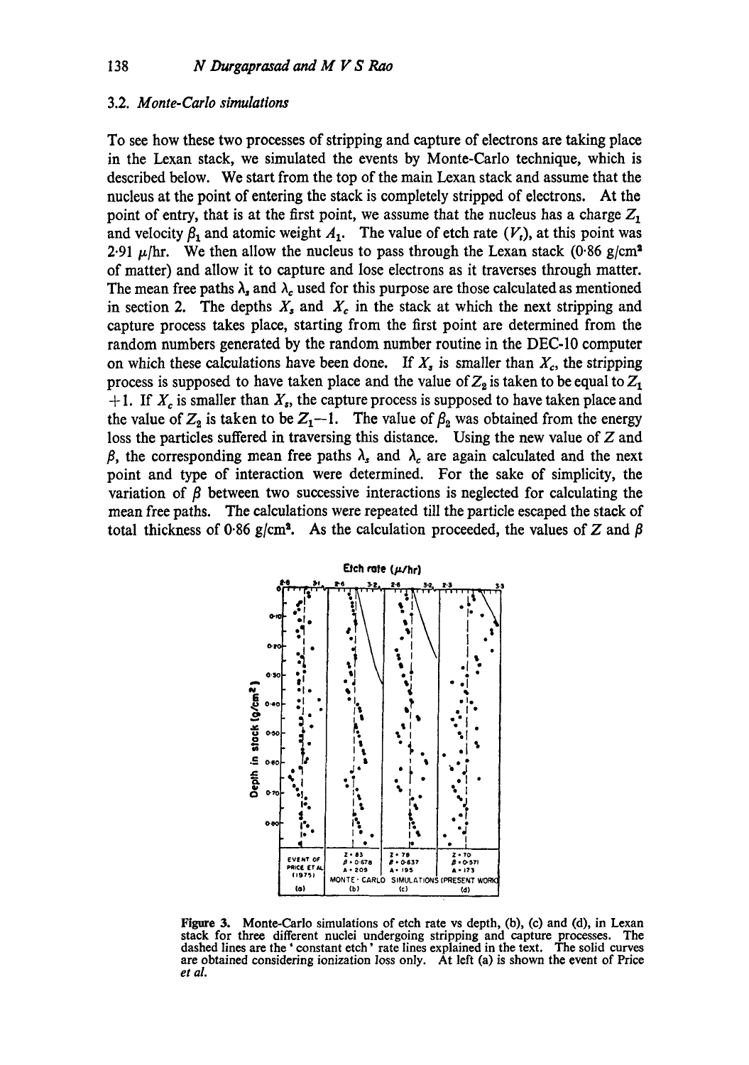### 3.2. *Monte-Carlo simulations*

To see how these two processes of stripping and capture of electrons are taking place in the Lexan stack, we simulated the events by Monte-Carlo technique, which is described below. We start from the top of the main Lexan stack and assume that the nucleus at the point of entering the stack is completely stripped of electrons. At the point of entry, that is at the first point, we assume that the nucleus has a charge $Z_1$ and velocity $\beta_1$ and atomic weight $A_1$. The value of etch rate ($V_t$), at this point was 2·91 $\mu$/hr. We then allow the nucleus to pass through the Lexan stack (0·86 g/cm$^2$ of matter) and allow it to capture and lose electrons as it traverses through matter. The mean free paths $\lambda_s$ and $\lambda_c$ used for this purpose are those calculated as mentioned in section 2. The depths $X_s$ and $X_c$ in the stack at which the next stripping and capture process takes place, starting from the first point are determined from the random numbers generated by the random number routine in the DEC-10 computer on which these calculations have been done. If $X_s$ is smaller than $X_c$, the stripping process is supposed to have taken place and the value of $Z_2$ is taken to be equal to $Z_1 + 1$. If $X_c$ is smaller than $X_s$, the capture process is supposed to have taken place and the value of $Z_2$ is taken to be $Z_1 - 1$. The value of $\beta_2$ was obtained from the energy loss the particles suffered in traversing this distance. Using the new value of $Z$ and $\beta$, the corresponding mean free paths $\lambda_s$ and $\lambda_c$ are again calculated and the next point and type of interaction were determined. For the sake of simplicity, the variation of $\beta$ between two successive interactions is neglected for calculating the mean free paths. The calculations were repeated till the particle escaped the stack of total thickness of 0·86 g/cm$^2$. As the calculation proceeded, the values of $Z$ and $\beta$

**Figure 3.** Monte-Carlo simulations of etch rate vs depth, (b), (c) and (d), in Lexan stack for three different nuclei undergoing stripping and capture processes. The dashed lines are the 'constant etch' rate lines explained in the text. The solid curves are obtained considering ionization loss only. At left (a) is shown the event of Price *et al.*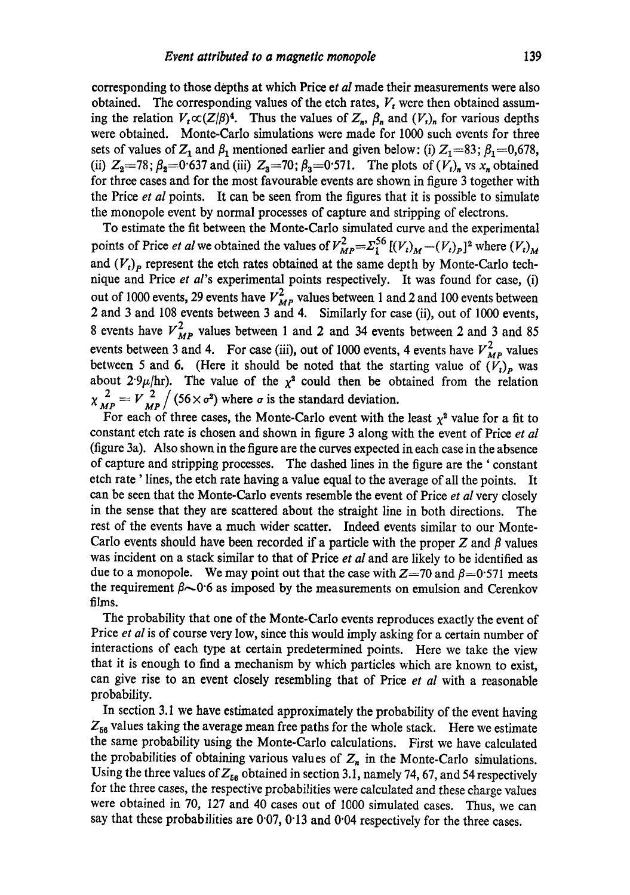corresponding to those depths at which Price *et al* made their measurements were also obtained. The corresponding values of the etch rates, $V_t$ were then obtained assuming the relation $V_t \propto (Z/\beta)^4$. Thus the values of $Z_n$, $\beta_n$ and $(V_t)_n$ for various depths were obtained. Monte-Carlo simulations were made for 1000 such events for three sets of values of $Z_1$ and $\beta_1$ mentioned earlier and given below: (i) $Z_1=83$; $\beta_1=0{,}678$, (ii) $Z_2=78$; $\beta_2=0{\cdot}637$ and (iii) $Z_3=70$; $\beta_3=0{\cdot}571$. The plots of $(V_t)_n$ vs $x_n$ obtained for three cases and for the most favourable events are shown in figure 3 together with the Price *et al* points. It can be seen from the figures that it is possible to simulate the monopole event by normal processes of capture and stripping of electrons.

To estimate the fit between the Monte-Carlo simulated curve and the experimental points of Price *et al* we obtained the values of $V_{MP}^2 = \Sigma_1^{56}\,[(V_t)_M - (V_t)_P]^2$ where $(V_t)_M$ and $(V_t)_P$ represent the etch rates obtained at the same depth by Monte-Carlo technique and Price *et al*'s experimental points respectively. It was found for case, (i) out of 1000 events, 29 events have $V_{MP}^2$ values between 1 and 2 and 100 events between 2 and 3 and 108 events between 3 and 4. Similarly for case (ii), out of 1000 events, 8 events have $V_{MP}^2$ values between 1 and 2 and 34 events between 2 and 3 and 85 events between 3 and 4. For case (iii), out of 1000 events, 4 events have $V_{MP}^2$ values between 5 and 6. (Here it should be noted that the starting value of $(V_t)_P$ was about $2{\cdot}9\mu$/hr). The value of the $\chi^2$ could then be obtained from the relation $\chi_{MP}^2 = V_{MP}^2 / (56 \times \sigma^2)$ where $\sigma$ is the standard deviation.

For each of three cases, the Monte-Carlo event with the least $\chi^2$ value for a fit to constant etch rate is chosen and shown in figure 3 along with the event of Price *et al* (figure 3a). Also shown in the figure are the curves expected in each case in the absence of capture and stripping processes. The dashed lines in the figure are the ' constant etch rate ' lines, the etch rate having a value equal to the average of all the points. It can be seen that the Monte-Carlo events resemble the event of Price *et al* very closely in the sense that they are scattered about the straight line in both directions. The rest of the events have a much wider scatter. Indeed events similar to our Monte-Carlo events should have been recorded if a particle with the proper $Z$ and $\beta$ values was incident on a stack similar to that of Price *et al* and are likely to be identified as due to a monopole. We may point out that the case with $Z=70$ and $\beta=0{\cdot}571$ meets the requirement $\beta \sim 0{\cdot}6$ as imposed by the measurements on emulsion and Cerenkov films.

The probability that one of the Monte-Carlo events reproduces exactly the event of Price *et al* is of course very low, since this would imply asking for a certain number of interactions of each type at certain predetermined points. Here we take the view that it is enough to find a mechanism by which particles which are known to exist, can give rise to an event closely resembling that of Price *et al* with a reasonable probability.

In section 3.1 we have estimated approximately the probability of the event having $Z_{56}$ values taking the average mean free paths for the whole stack. Here we estimate the same probability using the Monte-Carlo calculations. First we have calculated the probabilities of obtaining various values of $Z_n$ in the Monte-Carlo simulations. Using the three values of $Z_{56}$ obtained in section 3.1, namely 74, 67, and 54 respectively for the three cases, the respective probabilities were calculated and these charge values were obtained in 70, 127 and 40 cases out of 1000 simulated cases. Thus, we can say that these probabilities are $0{\cdot}07$, $0{\cdot}13$ and $0{\cdot}04$ respectively for the three cases.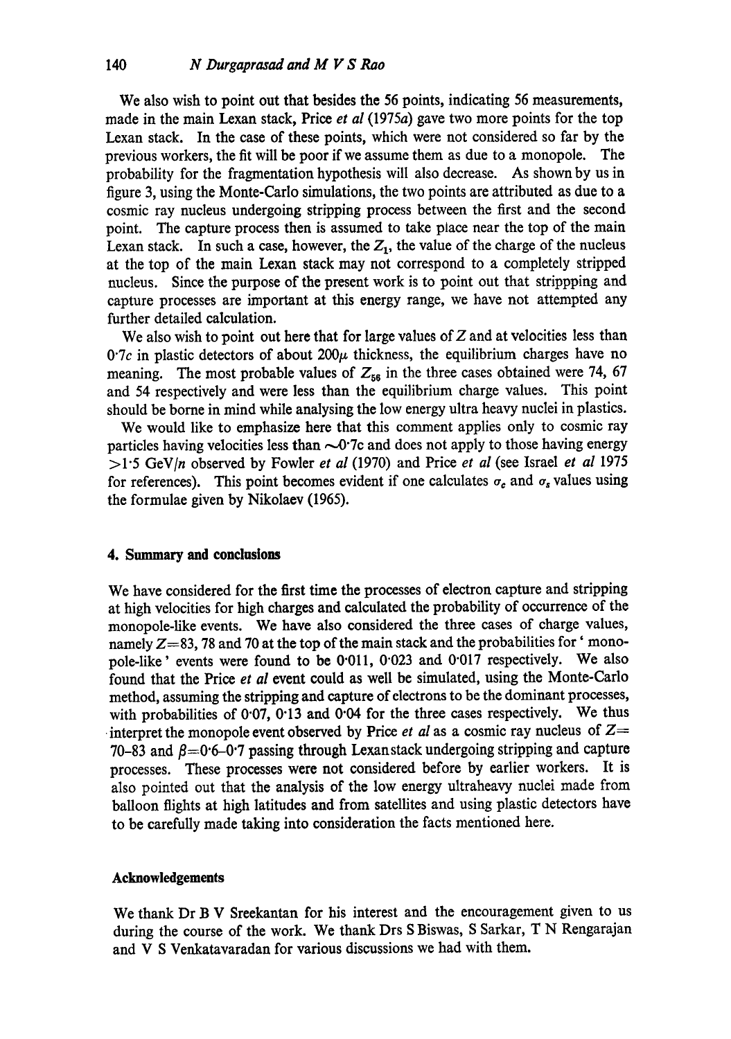We also wish to point out that besides the 56 points, indicating 56 measurements, made in the main Lexan stack, Price *et al* (1975*a*) gave two more points for the top Lexan stack. In the case of these points, which were not considered so far by the previous workers, the fit will be poor if we assume them as due to a monopole. The probability for the fragmentation hypothesis will also decrease. As shown by us in figure 3, using the Monte-Carlo simulations, the two points are attributed as due to a cosmic ray nucleus undergoing stripping process between the first and the second point. The capture process then is assumed to take place near the top of the main Lexan stack. In such a case, however, the $Z_1$, the value of the charge of the nucleus at the top of the main Lexan stack may not correspond to a completely stripped nucleus. Since the purpose of the present work is to point out that strippping and capture processes are important at this energy range, we have not attempted any further detailed calculation.

We also wish to point out here that for large values of $Z$ and at velocities less than $0{\cdot}7c$ in plastic detectors of about $200\mu$ thickness, the equilibrium charges have no meaning. The most probable values of $Z_{56}$ in the three cases obtained were 74, 67 and 54 respectively and were less than the equilibrium charge values. This point should be borne in mind while analysing the low energy ultra heavy nuclei in plastics.

We would like to emphasize here that this comment applies only to cosmic ray particles having velocities less than $\sim 0{\cdot}7c$ and does not apply to those having energy $>1{\cdot}5$ GeV/$n$ observed by Fowler *et al* (1970) and Price *et al* (see Israel *et al* 1975 for references). This point becomes evident if one calculates $\sigma_c$ and $\sigma_s$ values using the formulae given by Nikolaev (1965).

## 4. Summary and conclusions

We have considered for the first time the processes of electron capture and stripping at high velocities for high charges and calculated the probability of occurrence of the monopole-like events. We have also considered the three cases of charge values, namely $Z=83$, 78 and 70 at the top of the main stack and the probabilities for 'monopole-like' events were found to be 0·011, 0·023 and 0·017 respectively. We also found that the Price *et al* event could as well be simulated, using the Monte-Carlo method, assuming the stripping and capture of electrons to be the dominant processes, with probabilities of 0·07, 0·13 and 0·04 for the three cases respectively. We thus interpret the monopole event observed by Price *et al* as a cosmic ray nucleus of $Z=$ 70–83 and $\beta=0{\cdot}6$–$0{\cdot}7$ passing through Lexan stack undergoing stripping and capture processes. These processes were not considered before by earlier workers. It is also pointed out that the analysis of the low energy ultraheavy nuclei made from balloon flights at high latitudes and from satellites and using plastic detectors have to be carefully made taking into consideration the facts mentioned here.

### Acknowledgements

We thank Dr B V Sreekantan for his interest and the encouragement given to us during the course of the work. We thank Drs S Biswas, S Sarkar, T N Rengarajan and V S Venkatavaradan for various discussions we had with them.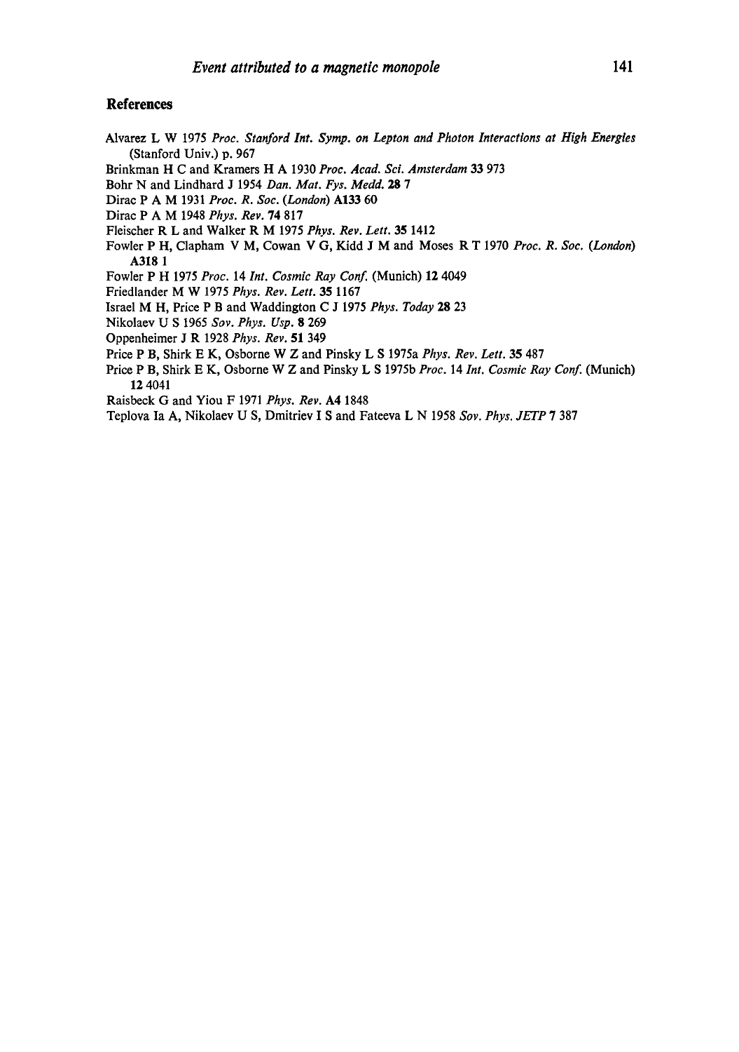## References

Alvarez L W 1975 *Proc. Stanford Int. Symp. on Lepton and Photon Interactions at High Energies* (Stanford Univ.) p. 967

Brinkman H C and Kramers H A 1930 *Proc. Acad. Sci. Amsterdam* **33** 973

Bohr N and Lindhard J 1954 *Dan. Mat. Fys. Medd.* **28** 7

Dirac P A M 1931 *Proc. R. Soc. (London)* **A133** 60

Dirac P A M 1948 *Phys. Rev.* **74** 817

Fleischer R L and Walker R M 1975 *Phys. Rev. Lett.* **35** 1412

Fowler P H, Clapham V M, Cowan V G, Kidd J M and Moses R T 1970 *Proc. R. Soc. (London)* **A318** 1

Fowler P H 1975 *Proc. 14 Int. Cosmic Ray Conf.* (Munich) **12** 4049

Friedlander M W 1975 *Phys. Rev. Lett.* **35** 1167

Israel M H, Price P B and Waddington C J 1975 *Phys. Today* **28** 23

Nikolaev U S 1965 *Sov. Phys. Usp.* **8** 269

Oppenheimer J R 1928 *Phys. Rev.* **51** 349

Price P B, Shirk E K, Osborne W Z and Pinsky L S 1975a *Phys. Rev. Lett.* **35** 487

Price P B, Shirk E K, Osborne W Z and Pinsky L S 1975b *Proc. 14 Int. Cosmic Ray Conf.* (Munich) **12** 4041

Raisbeck G and Yiou F 1971 *Phys. Rev.* **A4** 1848

Teplova Ia A, Nikolaev U S, Dmitriev I S and Fateeva L N 1958 *Sov. Phys. JETP* **7** 387